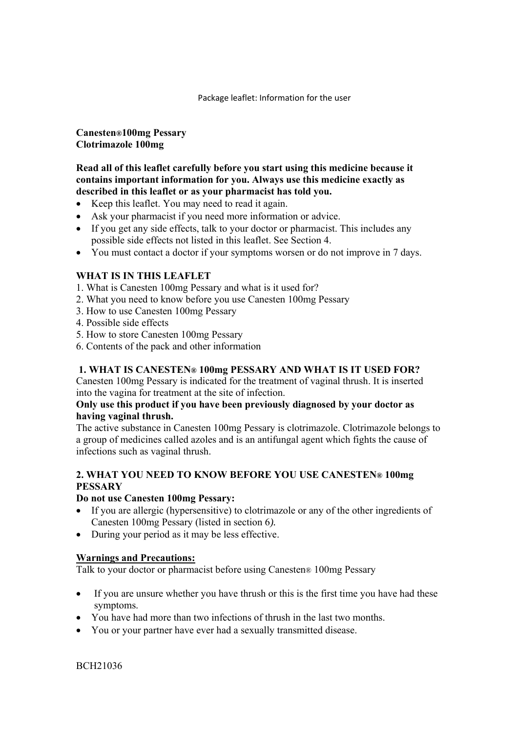Package leaflet: Information for the user

**Canesten® 100mg Pessary**
**Clotrimazole 100mg**

**Read all of this leaflet carefully before you start using this medicine because it contains important information for you. Always use this medicine exactly as described in this leaflet or as your pharmacist has told you.**

- Keep this leaflet. You may need to read it again.
- Ask your pharmacist if you need more information or advice.
- If you get any side effects, talk to your doctor or pharmacist. This includes any possible side effects not listed in this leaflet. See Section 4.
- You must contact a doctor if your symptoms worsen or do not improve in 7 days.

## WHAT IS IN THIS LEAFLET

1. What is Canesten 100mg Pessary and what is it used for?
2. What you need to know before you use Canesten 100mg Pessary
3. How to use Canesten 100mg Pessary
4. Possible side effects
5. How to store Canesten 100mg Pessary
6. Contents of the pack and other information

## 1. WHAT IS CANESTEN® 100mg PESSARY AND WHAT IS IT USED FOR?

Canesten 100mg Pessary is indicated for the treatment of vaginal thrush. It is inserted into the vagina for treatment at the site of infection.

**Only use this product if you have been previously diagnosed by your doctor as having vaginal thrush.**

The active substance in Canesten 100mg Pessary is clotrimazole. Clotrimazole belongs to a group of medicines called azoles and is an antifungal agent which fights the cause of infections such as vaginal thrush.

## 2. WHAT YOU NEED TO KNOW BEFORE YOU USE CANESTEN® 100mg PESSARY

**Do not use Canesten 100mg Pessary:**

- If you are allergic (hypersensitive) to clotrimazole or any of the other ingredients of Canesten 100mg Pessary (listed in section 6*).*
- During your period as it may be less effective.

**Warnings and Precautions:**

Talk to your doctor or pharmacist before using Canesten® 100mg Pessary

- If you are unsure whether you have thrush or this is the first time you have had these symptoms.
- You have had more than two infections of thrush in the last two months.
- You or your partner have ever had a sexually transmitted disease.

BCH21036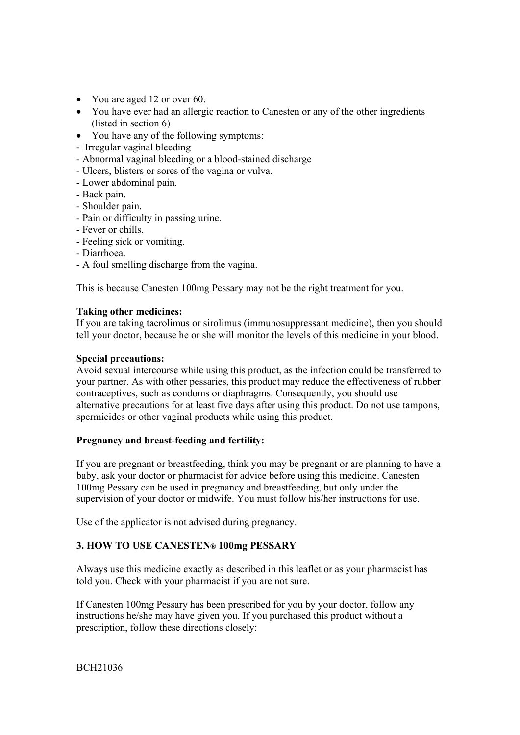- You are aged 12 or over 60.
- You have ever had an allergic reaction to Canesten or any of the other ingredients (listed in section 6)
- You have any of the following symptoms:

- Irregular vaginal bleeding
- Abnormal vaginal bleeding or a blood-stained discharge
- Ulcers, blisters or sores of the vagina or vulva.
- Lower abdominal pain.
- Back pain.
- Shoulder pain.
- Pain or difficulty in passing urine.
- Fever or chills.
- Feeling sick or vomiting.
- Diarrhoea.
- A foul smelling discharge from the vagina.

This is because Canesten 100mg Pessary may not be the right treatment for you.

**Taking other medicines:**
If you are taking tacrolimus or sirolimus (immunosuppressant medicine), then you should tell your doctor, because he or she will monitor the levels of this medicine in your blood.

**Special precautions:**
Avoid sexual intercourse while using this product, as the infection could be transferred to your partner. As with other pessaries, this product may reduce the effectiveness of rubber contraceptives, such as condoms or diaphragms. Consequently, you should use alternative precautions for at least five days after using this product. Do not use tampons, spermicides or other vaginal products while using this product.

**Pregnancy and breast-feeding and fertility:**

If you are pregnant or breastfeeding, think you may be pregnant or are planning to have a baby, ask your doctor or pharmacist for advice before using this medicine. Canesten 100mg Pessary can be used in pregnancy and breastfeeding, but only under the supervision of your doctor or midwife. You must follow his/her instructions for use.

Use of the applicator is not advised during pregnancy.

## 3. HOW TO USE CANESTEN® 100mg PESSARY

Always use this medicine exactly as described in this leaflet or as your pharmacist has told you. Check with your pharmacist if you are not sure.

If Canesten 100mg Pessary has been prescribed for you by your doctor, follow any instructions he/she may have given you. If you purchased this product without a prescription, follow these directions closely:

BCH21036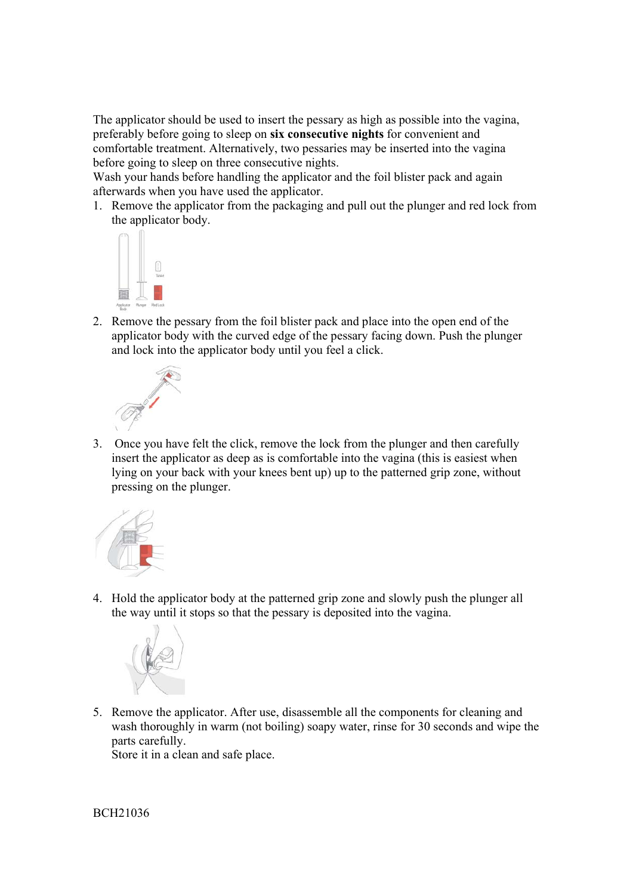The applicator should be used to insert the pessary as high as possible into the vagina, preferably before going to sleep on **six consecutive nights** for convenient and comfortable treatment. Alternatively, two pessaries may be inserted into the vagina before going to sleep on three consecutive nights.

Wash your hands before handling the applicator and the foil blister pack and again afterwards when you have used the applicator.

1. Remove the applicator from the packaging and pull out the plunger and red lock from the applicator body.

2. Remove the pessary from the foil blister pack and place into the open end of the applicator body with the curved edge of the pessary facing down. Push the plunger and lock into the applicator body until you feel a click.

3. Once you have felt the click, remove the lock from the plunger and then carefully insert the applicator as deep as is comfortable into the vagina (this is easiest when lying on your back with your knees bent up) up to the patterned grip zone, without pressing on the plunger.

4. Hold the applicator body at the patterned grip zone and slowly push the plunger all the way until it stops so that the pessary is deposited into the vagina.

5. Remove the applicator. After use, disassemble all the components for cleaning and wash thoroughly in warm (not boiling) soapy water, rinse for 30 seconds and wipe the parts carefully.
   Store it in a clean and safe place.

BCH21036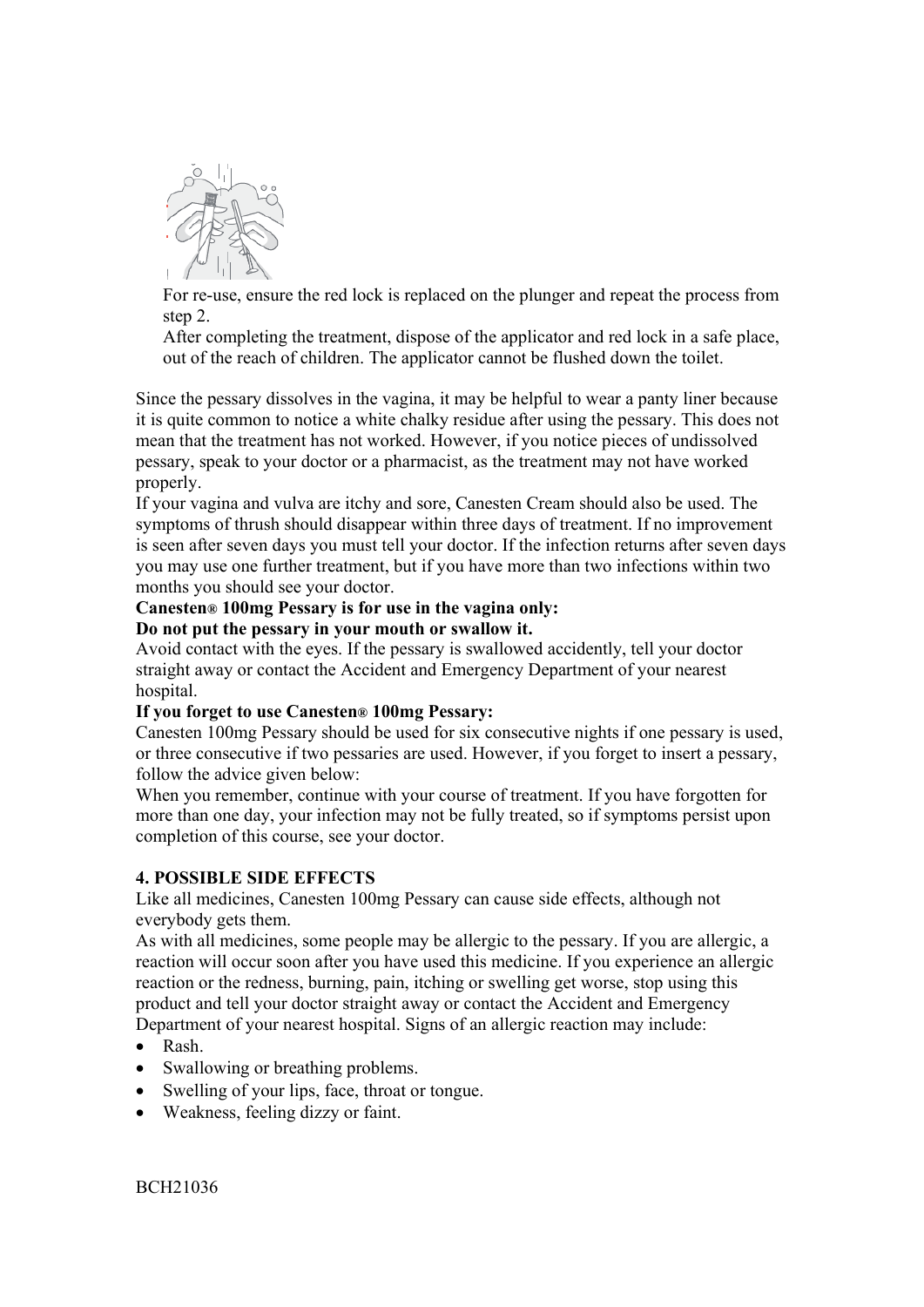For re-use, ensure the red lock is replaced on the plunger and repeat the process from step 2.

After completing the treatment, dispose of the applicator and red lock in a safe place, out of the reach of children. The applicator cannot be flushed down the toilet.

Since the pessary dissolves in the vagina, it may be helpful to wear a panty liner because it is quite common to notice a white chalky residue after using the pessary. This does not mean that the treatment has not worked. However, if you notice pieces of undissolved pessary, speak to your doctor or a pharmacist, as the treatment may not have worked properly.

If your vagina and vulva are itchy and sore, Canesten Cream should also be used. The symptoms of thrush should disappear within three days of treatment. If no improvement is seen after seven days you must tell your doctor. If the infection returns after seven days you may use one further treatment, but if you have more than two infections within two months you should see your doctor.

**Canesten® 100mg Pessary is for use in the vagina only:**

**Do not put the pessary in your mouth or swallow it.**

Avoid contact with the eyes. If the pessary is swallowed accidently, tell your doctor straight away or contact the Accident and Emergency Department of your nearest hospital.

**If you forget to use Canesten® 100mg Pessary:**

Canesten 100mg Pessary should be used for six consecutive nights if one pessary is used, or three consecutive if two pessaries are used. However, if you forget to insert a pessary, follow the advice given below:

When you remember, continue with your course of treatment. If you have forgotten for more than one day, your infection may not be fully treated, so if symptoms persist upon completion of this course, see your doctor.

## 4. POSSIBLE SIDE EFFECTS

Like all medicines, Canesten 100mg Pessary can cause side effects, although not everybody gets them.

As with all medicines, some people may be allergic to the pessary. If you are allergic, a reaction will occur soon after you have used this medicine. If you experience an allergic reaction or the redness, burning, pain, itching or swelling get worse, stop using this product and tell your doctor straight away or contact the Accident and Emergency Department of your nearest hospital. Signs of an allergic reaction may include:

- Rash.
- Swallowing or breathing problems.
- Swelling of your lips, face, throat or tongue.
- Weakness, feeling dizzy or faint.

BCH21036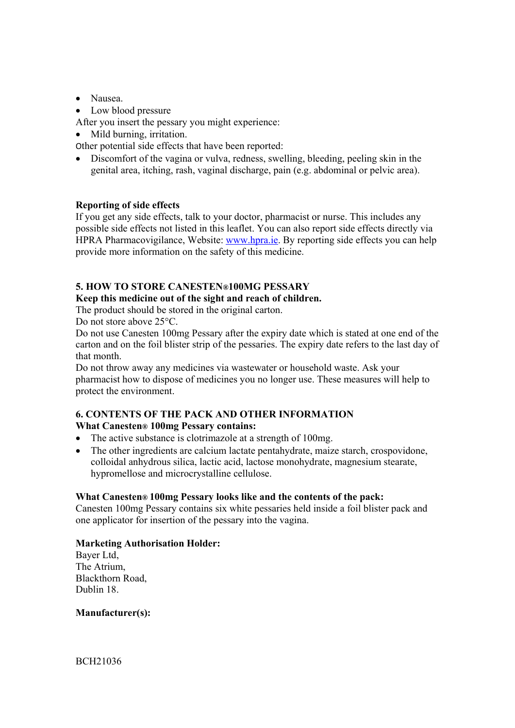- Nausea.
- Low blood pressure

After you insert the pessary you might experience:

- Mild burning, irritation.

Other potential side effects that have been reported:

- Discomfort of the vagina or vulva, redness, swelling, bleeding, peeling skin in the genital area, itching, rash, vaginal discharge, pain (e.g. abdominal or pelvic area).

**Reporting of side effects**
If you get any side effects, talk to your doctor, pharmacist or nurse. This includes any possible side effects not listed in this leaflet. You can also report side effects directly via HPRA Pharmacovigilance, Website: www.hpra.ie. By reporting side effects you can help provide more information on the safety of this medicine.

## 5. HOW TO STORE CANESTEN® 100MG PESSARY

**Keep this medicine out of the sight and reach of children.**
The product should be stored in the original carton.
Do not store above 25°C.
Do not use Canesten 100mg Pessary after the expiry date which is stated at one end of the carton and on the foil blister strip of the pessaries. The expiry date refers to the last day of that month.
Do not throw away any medicines via wastewater or household waste. Ask your pharmacist how to dispose of medicines you no longer use. These measures will help to protect the environment.

## 6. CONTENTS OF THE PACK AND OTHER INFORMATION

**What Canesten® 100mg Pessary contains:**

- The active substance is clotrimazole at a strength of 100mg.
- The other ingredients are calcium lactate pentahydrate, maize starch, crospovidone, colloidal anhydrous silica, lactic acid, lactose monohydrate, magnesium stearate, hypromellose and microcrystalline cellulose.

**What Canesten® 100mg Pessary looks like and the contents of the pack:**
Canesten 100mg Pessary contains six white pessaries held inside a foil blister pack and one applicator for insertion of the pessary into the vagina.

**Marketing Authorisation Holder:**
Bayer Ltd,
The Atrium,
Blackthorn Road,
Dublin 18.

**Manufacturer(s):**

BCH21036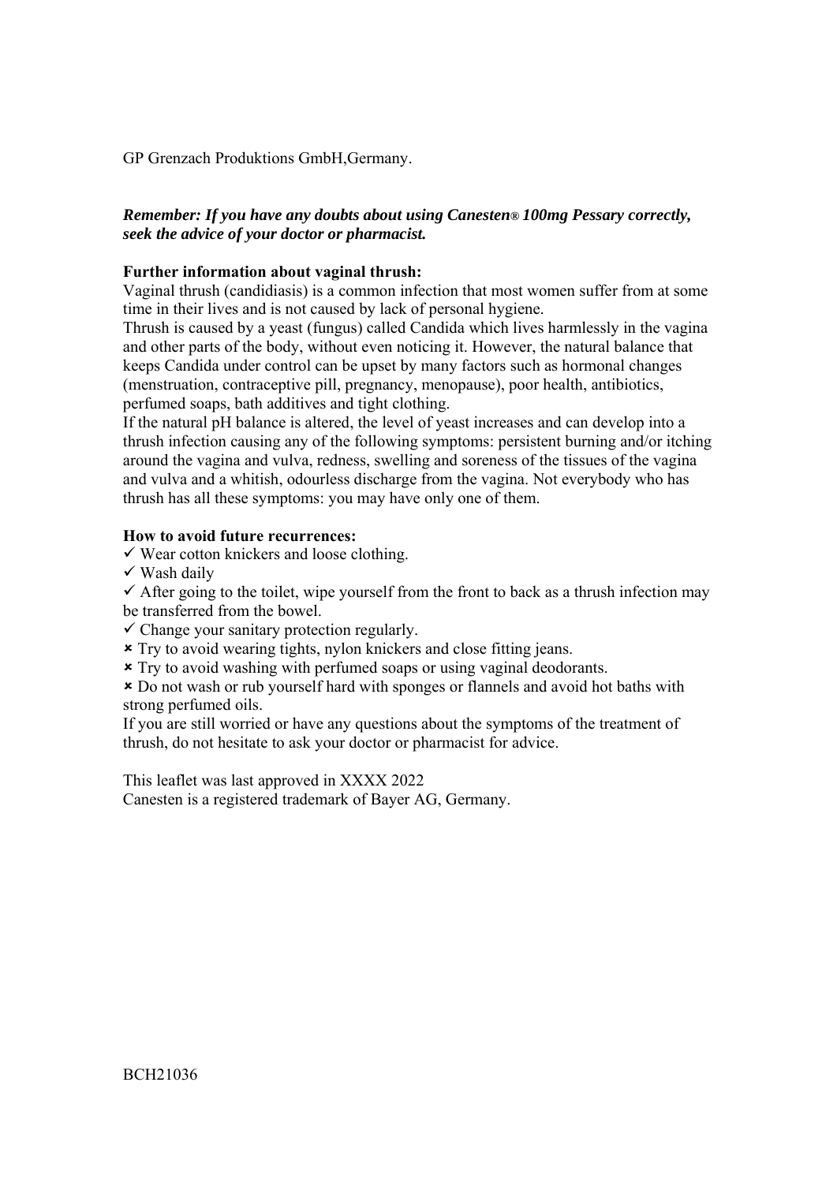GP Grenzach Produktions GmbH,Germany.

***Remember: If you have any doubts about using Canesten® 100mg Pessary correctly, seek the advice of your doctor or pharmacist.***

**Further information about vaginal thrush:**

Vaginal thrush (candidiasis) is a common infection that most women suffer from at some time in their lives and is not caused by lack of personal hygiene.

Thrush is caused by a yeast (fungus) called Candida which lives harmlessly in the vagina and other parts of the body, without even noticing it. However, the natural balance that keeps Candida under control can be upset by many factors such as hormonal changes (menstruation, contraceptive pill, pregnancy, menopause), poor health, antibiotics, perfumed soaps, bath additives and tight clothing.

If the natural pH balance is altered, the level of yeast increases and can develop into a thrush infection causing any of the following symptoms: persistent burning and/or itching around the vagina and vulva, redness, swelling and soreness of the tissues of the vagina and vulva and a whitish, odourless discharge from the vagina. Not everybody who has thrush has all these symptoms: you may have only one of them.

**How to avoid future recurrences:**

✓ Wear cotton knickers and loose clothing.

✓ Wash daily

✓ After going to the toilet, wipe yourself from the front to back as a thrush infection may be transferred from the bowel.

✓ Change your sanitary protection regularly.

✗ Try to avoid wearing tights, nylon knickers and close fitting jeans.

✗ Try to avoid washing with perfumed soaps or using vaginal deodorants.

✗ Do not wash or rub yourself hard with sponges or flannels and avoid hot baths with strong perfumed oils.

If you are still worried or have any questions about the symptoms of the treatment of thrush, do not hesitate to ask your doctor or pharmacist for advice.

This leaflet was last approved in XXXX 2022

Canesten is a registered trademark of Bayer AG, Germany.

BCH21036